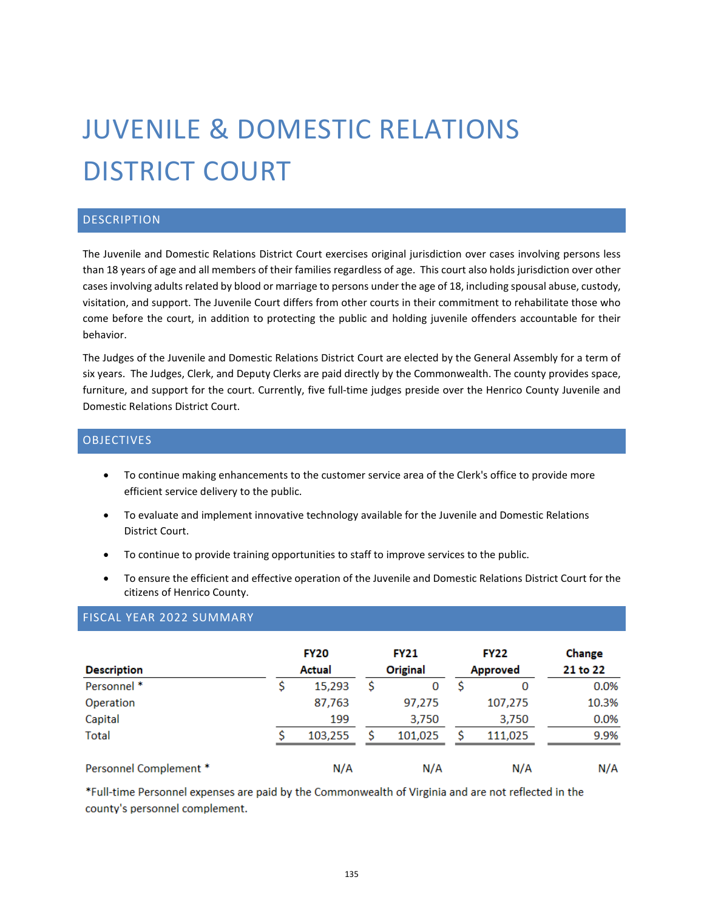# JUVENILE & DOMESTIC RELATIONS DISTRICT COURT

## DESCRIPTION

The Juvenile and Domestic Relations District Court exercises original jurisdiction over cases involving persons less than 18 years of age and all members of their families regardless of age. This court also holds jurisdiction over other cases involving adults related by blood or marriage to persons under the age of 18, including spousal abuse, custody, visitation, and support. The Juvenile Court differs from other courts in their commitment to rehabilitate those who come before the court, in addition to protecting the public and holding juvenile offenders accountable for their behavior.

The Judges of the Juvenile and Domestic Relations District Court are elected by the General Assembly for a term of six years. The Judges, Clerk, and Deputy Clerks are paid directly by the Commonwealth. The county provides space, furniture, and support for the court. Currently, five full-time judges preside over the Henrico County Juvenile and Domestic Relations District Court.

## OBJECTIVES

- To continue making enhancements to the customer service area of the Clerk's office to provide more efficient service delivery to the public.
- To evaluate and implement innovative technology available for the Juvenile and Domestic Relations District Court.
- To continue to provide training opportunities to staff to improve services to the public.
- To ensure the efficient and effective operation of the Juvenile and Domestic Relations District Court for the citizens of Henrico County.

## FISCAL YEAR 2022 SUMMARY

| Description | FY20 Actual | FY21 Original | FY22 Approved | Change 21 to 22 |
|---|---|---|---|---|
| Personnel * | $ 15,293 | $ 0 | $ 0 | 0.0% |
| Operation | 87,763 | 97,275 | 107,275 | 10.3% |
| Capital | 199 | 3,750 | 3,750 | 0.0% |
| Total | $ 103,255 | $ 101,025 | $ 111,025 | 9.9% |
| | | | | |
| Personnel Complement * | N/A | N/A | N/A | N/A |

*Full-time Personnel expenses are paid by the Commonwealth of Virginia and are not reflected in the county's personnel complement.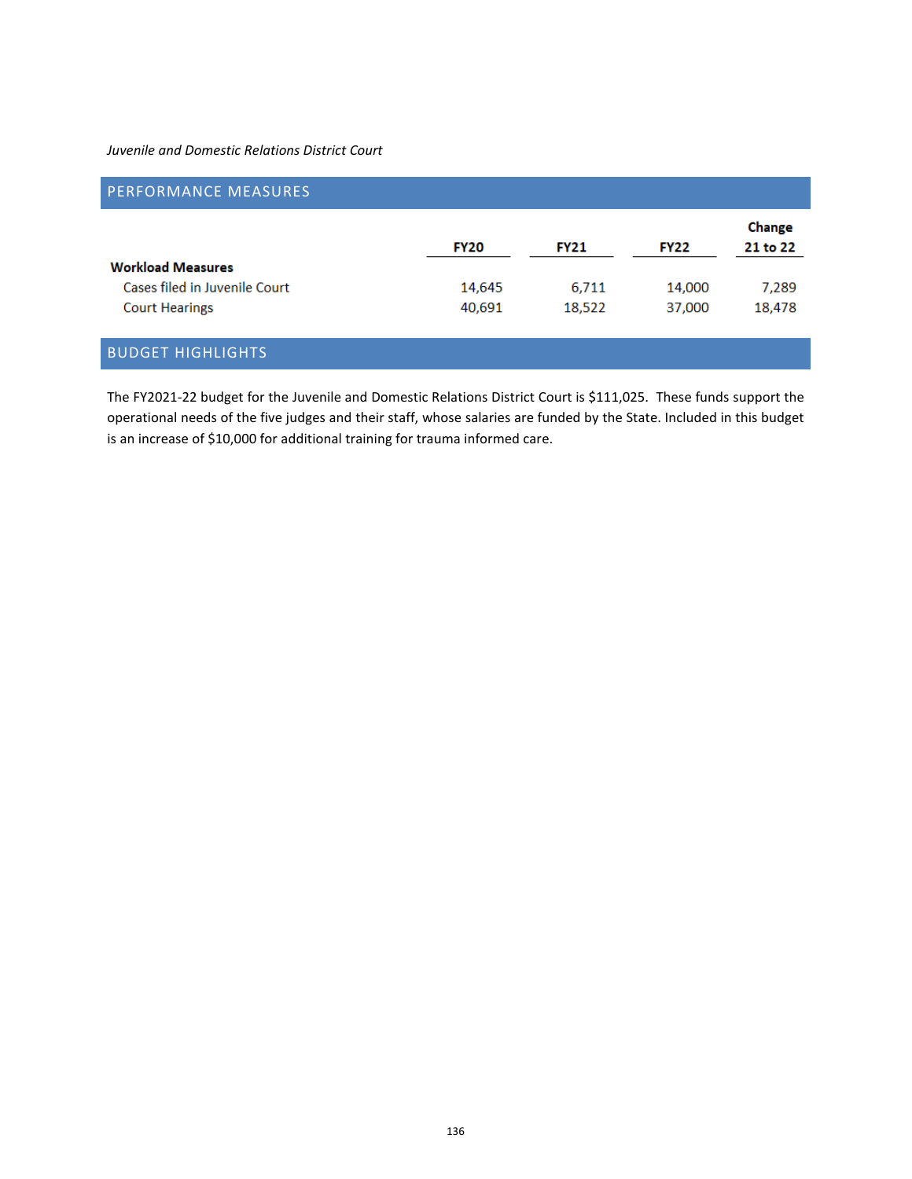*Juvenile and Domestic Relations District Court*

## PERFORMANCE MEASURES

| | FY20 | FY21 | FY22 | Change 21 to 22 |
|---|---|---|---|---|
| **Workload Measures** | | | | |
| Cases filed in Juvenile Court | 14,645 | 6,711 | 14,000 | 7,289 |
| Court Hearings | 40,691 | 18,522 | 37,000 | 18,478 |

## BUDGET HIGHLIGHTS

The FY2021-22 budget for the Juvenile and Domestic Relations District Court is $111,025. These funds support the operational needs of the five judges and their staff, whose salaries are funded by the State. Included in this budget is an increase of $10,000 for additional training for trauma informed care.